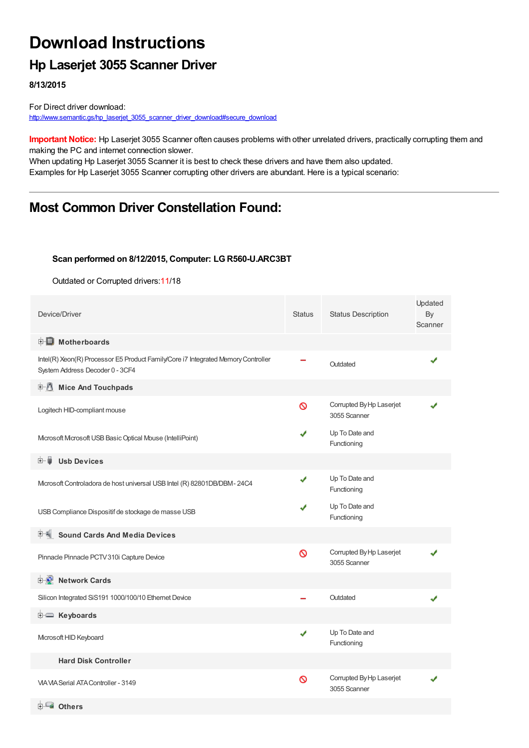# Download Instructions

## Hp Laserjet 3055 Scanner Driver

**8/13/2015**

For Direct driver download:
http://www.semantic.gs/hp_laserjet_3055_scanner_driver_download#secure_download

**Important Notice:** Hp Laserjet 3055 Scanner often causes problems with other unrelated drivers, practically corrupting them and making the PC and internet connection slower.
When updating Hp Laserjet 3055 Scanner it is best to check these drivers and have them also updated.
Examples for Hp Laserjet 3055 Scanner corrupting other drivers are abundant. Here is a typical scenario:

---

## Most Common Driver Constellation Found:

**Scan performed on 8/12/2015, Computer: LG R560-U.ARC3BT**

Outdated or Corrupted drivers:11/18

| Device/Driver | Status | Status Description | Updated By Scanner |
|---|---|---|---|
| **Motherboards** | | | |
| Intel(R) Xeon(R) Processor E5 Product Family/Core i7 Integrated Memory Controller System Address Decoder 0 - 3CF4 | – | Outdated | ✔ |
| **Mice And Touchpads** | | | |
| Logitech HID-compliant mouse | ⊘ | Corrupted By Hp Laserjet 3055 Scanner | ✔ |
| Microsoft Microsoft USB Basic Optical Mouse (IntelliPoint) | ✔ | Up To Date and Functioning | |
| **Usb Devices** | | | |
| Microsoft Controladora de host universal USB Intel (R) 82801DB/DBM- 24C4 | ✔ | Up To Date and Functioning | |
| USB Compliance Dispositif de stockage de masse USB | ✔ | Up To Date and Functioning | |
| **Sound Cards And Media Devices** | | | |
| Pinnacle Pinnacle PCTV 310i Capture Device | ⊘ | Corrupted By Hp Laserjet 3055 Scanner | ✔ |
| **Network Cards** | | | |
| Silicon Integrated SiS191 1000/100/10 Ethernet Device | – | Outdated | ✔ |
| **Keyboards** | | | |
| Microsoft HID Keyboard | ✔ | Up To Date and Functioning | |
| **Hard Disk Controller** | | | |
| VIA VIA Serial ATA Controller - 3149 | ⊘ | Corrupted By Hp Laserjet 3055 Scanner | ✔ |
| **Others** | | | |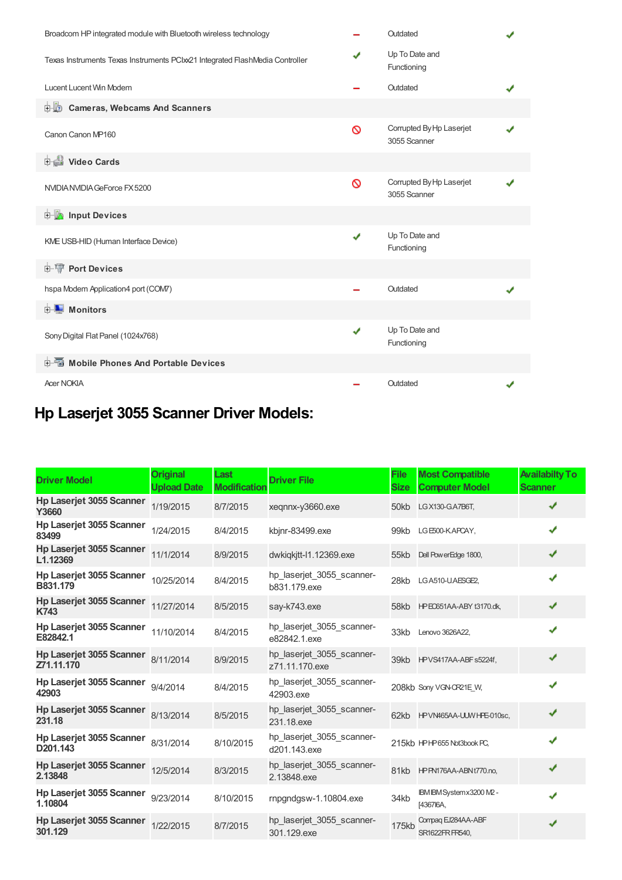| | | | |
|---|---|---|---|
| Broadcom HP integrated module with Bluetooth wireless technology | – | Outdated | ✔ |
| Texas Instruments Texas Instruments PCIxx21 Integrated FlashMedia Controller | ✔ | Up To Date and Functioning | |
| Lucent Lucent Win Modem | – | Outdated | ✔ |
| **Cameras, Webcams And Scanners** | | | |
| Canon Canon MP160 | ⊘ | Corrupted By Hp Laserjet 3055 Scanner | ✔ |
| **Video Cards** | | | |
| NVIDIA NVIDIA GeForce FX 5200 | ⊘ | Corrupted By Hp Laserjet 3055 Scanner | ✔ |
| **Input Devices** | | | |
| KME USB-HID (Human Interface Device) | ✔ | Up To Date and Functioning | |
| **Port Devices** | | | |
| hspa Modem Application4 port (COM7) | – | Outdated | ✔ |
| **Monitors** | | | |
| Sony Digital Flat Panel (1024x768) | ✔ | Up To Date and Functioning | |
| **Mobile Phones And Portable Devices** | | | |
| Acer NOKIA | – | Outdated | ✔ |

## Hp Laserjet 3055 Scanner Driver Models:

| Driver Model | Original Upload Date | Last Modification | Driver File | File Size | Most Compatible Computer Model | Availabilty To Scanner |
|---|---|---|---|---|---|---|
| **Hp Laserjet 3055 Scanner Y3660** | 1/19/2015 | 8/7/2015 | xeqnnx-y3660.exe | 50kb | LG X130-G.A7B6T, | ✔ |
| **Hp Laserjet 3055 Scanner 83499** | 1/24/2015 | 8/4/2015 | kbjnr-83499.exe | 99kb | LG E500-K.APCAY, | ✔ |
| **Hp Laserjet 3055 Scanner L1.12369** | 11/1/2014 | 8/9/2015 | dwkiqkjtt-l1.12369.exe | 55kb | Dell PowerEdge 1800, | ✔ |
| **Hp Laserjet 3055 Scanner B831.179** | 10/25/2014 | 8/4/2015 | hp_laserjet_3055_scanner-b831.179.exe | 28kb | LG A510-U.AESGE2, | ✔ |
| **Hp Laserjet 3055 Scanner K743** | 11/27/2014 | 8/5/2015 | say-k743.exe | 58kb | HP EC651AA-ABY t3170.dk, | ✔ |
| **Hp Laserjet 3055 Scanner E82842.1** | 11/10/2014 | 8/4/2015 | hp_laserjet_3055_scanner-e82842.1.exe | 33kb | Lenovo 3626A22, | ✔ |
| **Hp Laserjet 3055 Scanner Z71.11.170** | 8/11/2014 | 8/9/2015 | hp_laserjet_3055_scanner-z71.11.170.exe | 39kb | HP VS417AA-ABF s5224f, | ✔ |
| **Hp Laserjet 3055 Scanner 42903** | 9/4/2014 | 8/4/2015 | hp_laserjet_3055_scanner-42903.exe | 208kb | Sony VGN-CR21E_W, | ✔ |
| **Hp Laserjet 3055 Scanner 231.18** | 8/13/2014 | 8/5/2015 | hp_laserjet_3055_scanner-231.18.exe | 62kb | HP VN465AA-UUW HPE-010sc, | ✔ |
| **Hp Laserjet 3055 Scanner D201.143** | 8/31/2014 | 8/10/2015 | hp_laserjet_3055_scanner-d201.143.exe | 215kb | HP HP 655 Not3book PC, | ✔ |
| **Hp Laserjet 3055 Scanner 2.13848** | 12/5/2014 | 8/3/2015 | hp_laserjet_3055_scanner-2.13848.exe | 81kb | HP FN176AA-ABN t770.no, | ✔ |
| **Hp Laserjet 3055 Scanner 1.10804** | 9/23/2014 | 8/10/2015 | rnpgndgsw-1.10804.exe | 34kb | IBM IBM System x3200 M2 -[4367I6A, | ✔ |
| **Hp Laserjet 3055 Scanner 301.129** | 1/22/2015 | 8/7/2015 | hp_laserjet_3055_scanner-301.129.exe | 175kb | Compaq EJ284AA-ABF SR1622FR FR540, | ✔ |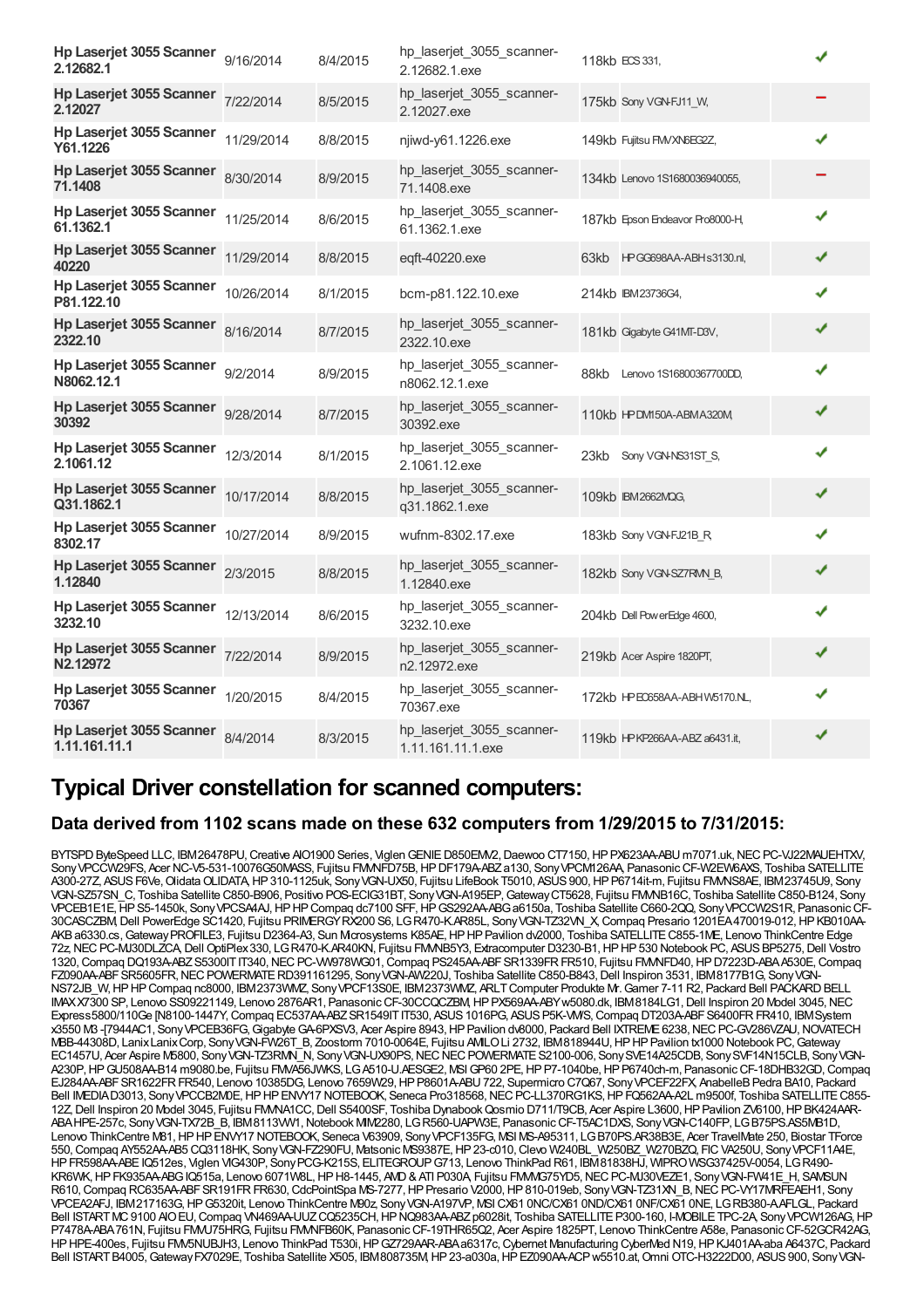| | | | | | |
|---|---|---|---|---|---|
| **Hp Laserjet 3055 Scanner 2.12682.1** | 9/16/2014 | 8/4/2015 | hp_laserjet_3055_scanner-2.12682.1.exe | 118kb ECS 331, | ✔ |
| **Hp Laserjet 3055 Scanner 2.12027** | 7/22/2014 | 8/5/2015 | hp_laserjet_3055_scanner-2.12027.exe | 175kb Sony VGN-FJ11_W, | − |
| **Hp Laserjet 3055 Scanner Y61.1226** | 11/29/2014 | 8/8/2015 | njiwd-y61.1226.exe | 149kb Fujitsu FMVXN6EG2Z, | ✔ |
| **Hp Laserjet 3055 Scanner 71.1408** | 8/30/2014 | 8/9/2015 | hp_laserjet_3055_scanner-71.1408.exe | 134kb Lenovo 1S1680036940055, | − |
| **Hp Laserjet 3055 Scanner 61.1362.1** | 11/25/2014 | 8/6/2015 | hp_laserjet_3055_scanner-61.1362.1.exe | 187kb Epson Endeavor Pro8000-H, | ✔ |
| **Hp Laserjet 3055 Scanner 40220** | 11/29/2014 | 8/8/2015 | eqft-40220.exe | 63kb HP GG698AA-ABH s3130.nl, | ✔ |
| **Hp Laserjet 3055 Scanner P81.122.10** | 10/26/2014 | 8/1/2015 | bcm-p81.122.10.exe | 214kb IBM 23736G4, | ✔ |
| **Hp Laserjet 3055 Scanner 2322.10** | 8/16/2014 | 8/7/2015 | hp_laserjet_3055_scanner-2322.10.exe | 181kb Gigabyte G41MT-D3V, | ✔ |
| **Hp Laserjet 3055 Scanner N8062.12.1** | 9/2/2014 | 8/9/2015 | hp_laserjet_3055_scanner-n8062.12.1.exe | 88kb Lenovo 1S16800367700DD, | ✔ |
| **Hp Laserjet 3055 Scanner 30392** | 9/28/2014 | 8/7/2015 | hp_laserjet_3055_scanner-30392.exe | 110kb HP DM150A-ABM A320M, | ✔ |
| **Hp Laserjet 3055 Scanner 2.1061.12** | 12/3/2014 | 8/1/2015 | hp_laserjet_3055_scanner-2.1061.12.exe | 23kb Sony VGN-NS31ST_S, | ✔ |
| **Hp Laserjet 3055 Scanner Q31.1862.1** | 10/17/2014 | 8/8/2015 | hp_laserjet_3055_scanner-q31.1862.1.exe | 109kb IBM 2662MQG, | ✔ |
| **Hp Laserjet 3055 Scanner 8302.17** | 10/27/2014 | 8/9/2015 | wufnm-8302.17.exe | 183kb Sony VGN-FJ21B_R, | ✔ |
| **Hp Laserjet 3055 Scanner 1.12840** | 2/3/2015 | 8/8/2015 | hp_laserjet_3055_scanner-1.12840.exe | 182kb Sony VGN-SZ7RMN_B, | ✔ |
| **Hp Laserjet 3055 Scanner 3232.10** | 12/13/2014 | 8/6/2015 | hp_laserjet_3055_scanner-3232.10.exe | 204kb Dell PowerEdge 4600, | ✔ |
| **Hp Laserjet 3055 Scanner N2.12972** | 7/22/2014 | 8/9/2015 | hp_laserjet_3055_scanner-n2.12972.exe | 219kb Acer Aspire 1820PT, | ✔ |
| **Hp Laserjet 3055 Scanner 70367** | 1/20/2015 | 8/4/2015 | hp_laserjet_3055_scanner-70367.exe | 172kb HP EC658AA-ABH W5170.NL, | ✔ |
| **Hp Laserjet 3055 Scanner 1.11.161.11.1** | 8/4/2014 | 8/3/2015 | hp_laserjet_3055_scanner-1.11.161.11.1.exe | 119kb HP KP266AA-ABZ a6431.it, | ✔ |

# Typical Driver constellation for scanned computers:

### Data derived from 1102 scans made on these 632 computers from 1/29/2015 to 7/31/2015:

BYTSPD ByteSpeed LLC, IBM 26478PU, Creative AIO1900 Series, Viglen GENIE D850EMV2, Daewoo CT7150, HP PX623AA-ABU m7071.uk, NEC PC-VJ22MAUEHTXV, Sony VPCCW29FS, Acer NC-V5-531-10076G50MASS, Fujitsu FMVNFD75B, HP DF179A-ABZ a130, Sony VPCM126AA, Panasonic CF-W2EW6AXS, Toshiba SATELLITE A300-27Z, ASUS F6Ve, Olidata OLIDATA, HP 310-1125uk, Sony VGN-UX50, Fujitsu LifeBook T5010, ASUS 900, HP P6714it-m, Fujitsu FMVNS8AE, IBM 23745U9, Sony VGN-SZ57SN_C, Toshiba Satellite C850-B906, Positivo POS-ECIG31BT, Sony VGN-A195EP, Gateway CT5628, Fujitsu FMVNB16C, Toshiba Satellite C850-B124, Sony VPCEB1E1E, HP S5-1450k, Sony VPCSA4AJ, HP HP Compaq dc7100 SFF, HP GS292AA-ABG a6150a, Toshiba Satellite C660-2QQ, Sony VPCCW2S1R, Panasonic CF-30CASCZBM, Dell PowerEdge SC1420, Fujitsu PRIMERGY RX200 S6, LG R470-K.AR85L, Sony VGN-TZ32VN_X, Compaq Presario 1201EA 470019-012, HP KB010AA-AKB a6330.cs, Gateway PROFILE3, Fujitsu D2364-A3, Sun Microsystems K85AE, HP HP Pavilion dv2000, Toshiba SATELLITE C855-1ME, Lenovo ThinkCentre Edge 72z, NEC PC-MJ30DLZCA, Dell OptiPlex 330, LG R470-K.AR40KN, Fujitsu FMVNB5Y3, Extracomputer D3230-B1, HP HP 530 Notebook PC, ASUS BP5275, Dell Vostro 1320, Compaq DQ193A-ABZ S5300IT IT340, NEC PC-VW978WG01, Compaq PS245AA-ABF SR1339FR FR510, Fujitsu FMVNFD40, HP D7223D-ABA A530E, Compaq FZ090AA-ABF SR5605FR, NEC POWERMATE RD391161295, Sony VGN-AW220J, Toshiba Satellite C850-B843, Dell Inspiron 3531, IBM 8177B1G, Sony VGN-NS72JB_W, HP HP Compaq nc8000, IBM 2373WMZ, Sony VPCF13S0E, IBM 2373WMZ, ARLT Computer Produkte Mr. Gamer 7-11 R2, Packard Bell PACKARD BELL IMAX X7300 SP, Lenovo SS09221149, Lenovo 2876AR1, Panasonic CF-30CCQCZBM, HP PX569AA-ABY w5080.dk, IBM 8184LG1, Dell Inspiron 20 Model 3045, NEC Express5800/110Ge [N8100-1447Y, Compaq EC537AA-ABZ SR1549IT IT530, ASUS 1016PG, ASUS P5K-VM/S, Compaq DT203A-ABF S6400FR FR410, IBM System x3550 M3 -[7944AC1, Sony VPCEB36FG, Gigabyte GA-6PXSV3, Acer Aspire 8943, HP Pavilion dv8000, Packard Bell IXTREME 6238, NEC PC-GV286VZAU, NOVATECH MBB-44308D, Lanix Lanix Corp, Sony VGN-FW26T_B, Zoostorm 7010-0064E, Fujitsu AMILO Li 2732, IBM 818944U, HP HP Pavilion tx1000 Notebook PC, Gateway EC1457U, Acer Aspire M5800, Sony VGN-TZ3RMN_N, Sony VGN-UX90PS, NEC NEC POWERMATE S2100-006, Sony SVE14A25CDB, Sony SVF14N15CLB, Sony VGN-A230P, HP GU508AA-B14 m9080.be, Fujitsu FMVA56JWKS, LG A510-U.AESGE2, MSI GP60 2PE, HP P7-1040be, HP P6740ch-m, Panasonic CF-18DHB32GD, Compaq EJ284AA-ABF SR1622FR FR540, Lenovo 10385DG, Lenovo 7659W29, HP P8601A-ABU 722, Supermicro C7Q67, Sony VPCEF22FX, AnabelleB Pedra BA10, Packard Bell IMEDIA D3013, Sony VPCCB2M0E, HP HP ENVY17 NOTEBOOK, Seneca Pro318568, NEC PC-LL370RG1KS, HP FQ562AA-A2L m9500f, Toshiba SATELLITE C855-12Z, Dell Inspiron 20 Model 3045, Fujitsu FMVNA1CC, Dell S5400SF, Toshiba Dynabook Qosmio D711/T9CB, Acer Aspire L3600, HP Pavilion ZV6100, HP BK424AAR-ABA HPE-257c, Sony VGN-TX72B_B, IBM 8113VW1, Notebook MIM2280, LG R560-UAPW3E, Panasonic CF-T5AC1DXS, Sony VGN-C140FP, LG B75PS.AS5MB1D, Lenovo ThinkCentre M81, HP HP ENVY17 NOTEBOOK, Seneca V63909, Sony VPCF135FG, MSI MS-A95311, LG B70PS.AR38B3E, Acer TravelMate 250, Biostar TForce 550, Compaq AY552AA-AB5 CQ3118HK, Sony VGN-FZ290FU, Matsonic MS9387E, HP 23-c010, Clevo W240BL_W250BZ_W270BZQ, FIC VA250U, Sony VPCF11A4E, HP FR598AA-ABE IQ512es, Viglen VIG430P, Sony PCG-K215S, ELITEGROUP G713, Lenovo ThinkPad R61, IBM 81838HJ, WIPRO WSG37425V-0054, LG R490-KR6WK, HP FK935AA-ABG IQ515a, Lenovo 6071W8L, HP H8-1445, AMD & ATI P030A, Fujitsu FMMG75YD5, NEC PC-MJ30VEZE1, Sony VGN-FW41E_H, SAMSUN R610, Compaq RC635AA-ABF SR191FR FR630, CdcPointSpa MS-7277, HP Presario V2000, HP 810-019eb, Sony VGN-TZ31XN_B, NEC PC-VY17MRFEAEH1, Sony VPCEA2AFJ, IBM 2171163G, HP G5320it, Lenovo ThinkCentre M90z, Sony VGN-A197VP, MSI CX61 0NC/CX61 0ND/CX61 0NF/CX61 0NE, LG RB380-A.AFLGL, Packard Bell ISTART MC 9100 AIO EU, Compaq VN469AA-UUZ CQ5235CH, HP NQ983AA-ABZ p6028it, Toshiba SATELLITE P300-160, I-MOBILE TPC-2A, Sony VPCW126AG, HP P7478A-ABA 761N, Fujitsu FMVJ75HRG, Fujitsu FMVNFB60K, Panasonic CF-19THR65Q2, Acer Aspire 1825PT, Lenovo ThinkCentre A58e, Panasonic CF-52GCR42AG, HP HPE-400es, Fujitsu FMV5NUBJH3, Lenovo ThinkPad T530i, HP GZ729AAR-ABA a6317c, Cybernet Manufacturing CyberMed N19, HP KJ401AA-aba A6437C, Packard Bell ISTART B4005, Gateway FX7029E, Toshiba Satellite X505, IBM 808735M, HP 23-a030a, HP EZ090AA-ACP w5510.at, Omni OTC-H3222D00, ASUS 900, Sony VGN-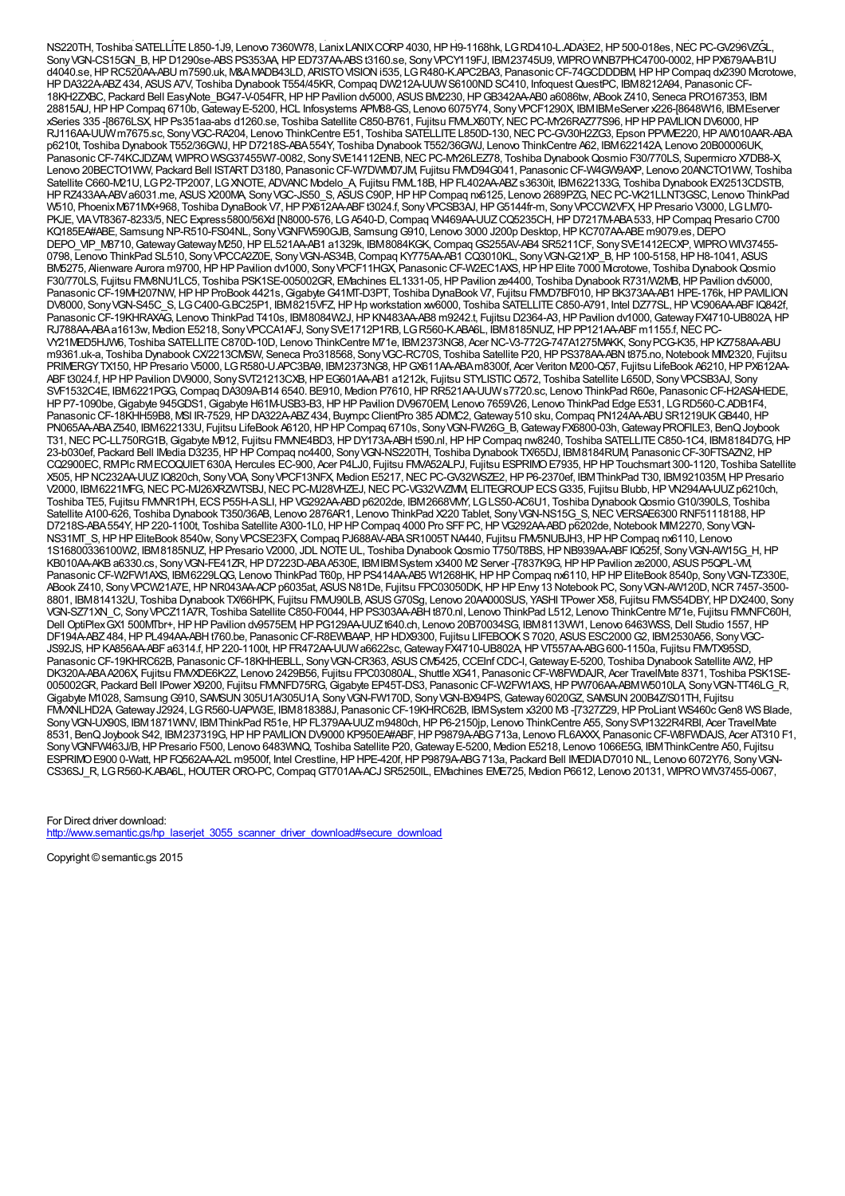NS220TH, Toshiba SATELLITE L850-1J9, Lenovo 7360W78, Lanix LANIX CORP 4030, HP H9-1168hk, LG RD410-L.ADA3E2, HP 500-018es, NEC PC-GV296VZGL, Sony VGN-CS15GN_B, HP D1290se-ABS PS353AA, HP ED737AA-ABS t3160.se, Sony VPCY119FJ, IBM 23745U9, WIPRO WNB7PHC4700-0002, HP PX679AA-B1U d4040.se, HP RC520AA-ABU m7590.uk, M&A MADB43LD, ARISTO VISION i535, LG R480-K.APC2BA3, Panasonic CF-74GCDDDBM, HP HP Compaq dx2390 Microtowe, HP DA322A-ABZ 434, ASUS A7V, Toshiba Dynabook T554/45KR, Compaq DW212A-UUW S6100ND SC410, Infoquest QuestPC, IBM 8212A94, Panasonic CF-18KH2ZXBC, Packard Bell EasyNote_BG47-V-054FR, HP HP Pavilion dv5000, ASUS BM2230, HP GB342AA-AB0 a6086tw, ABook Z410, Seneca PRO167353, IBM 28815AU, HP HP Compaq 6710b, Gateway E-5200, HCL Infosystems APM88-GS, Lenovo 6075Y74, Sony VPCF1290X, IBM IBM eServer x226-[8648W16, IBM Eserver xSeries 335 -[8676LSX, HP Ps351aa-abs d1260.se, Toshiba Satellite C850-B761, Fujitsu FMVLX60TY, NEC PC-MY26RAZ77S96, HP HP PAVILION DV6000, HP RJ116AA-UUW m7675.sc, Sony VGC-RA204, Lenovo ThinkCentre E51, Toshiba SATELLITE L850D-130, NEC PC-GV30H2ZG3, Epson PPVME220, HP AW010AAR-ABA p6210t, Toshiba Dynabook T552/36GWJ, HP D7218S-ABA 554Y, Toshiba Dynabook T552/36GWJ, Lenovo ThinkCentre A62, IBM 622142A, Lenovo 20B00006UK, Panasonic CF-74KCJDZAM, WIPRO WSG37455W7-0082, Sony SVE14112ENB, NEC PC-MY26LEZ78, Toshiba Dynabook Qosmio F30/770LS, Supermicro X7DB8-X, Lenovo 20BECTO1WW, Packard Bell ISTART D3180, Panasonic CF-W7DWM07JM, Fujitsu FMVD94G041, Panasonic CF-W4GW9AXP, Lenovo 20ANCTO1WW, Toshiba Satellite C660-M21U, LG P2-TP2007, LG XNOTE, ADVANC Modelo_A, Fujitsu FMVL18B, HP FL402AA-ABZ s3630it, IBM 622133G, Toshiba Dynabook EX/2513CDSTB, HP RZ433AA-ABV a6031.me, ASUS X200MA, Sony VGC-JS50_S, ASUS C90P, HP HP Compaq nx6125, Lenovo 2689PZG, NEC PC-VK21LLNT3GSC, Lenovo ThinkPad W510, Phoenix M671MX+968, Toshiba DynaBook V7, HP PX612AA-ABF t3024.f, Sony VPCSB3AJ, HP G5144fr-m, Sony VPCCW2VFX, HP Presario V3000, LG LM70-PKJE, VIA VT8367-8233/5, NEC Express5800/56Xd [N8000-576, LG A540-D, Compaq VN469AA-UUZ CQ5235CH, HP D7217M-ABA 533, HP Compaq Presario C700 KQ185EA#ABE, Samsung NP-R510-FS04NL, Sony VGNFW590GJB, Samsung G910, Lenovo 3000 J200p Desktop, HP KC707AA-ABE m9079.es, DEPO DEPO_VIP_M8710, Gateway Gateway M250, HP EL521AA-AB1 a1329k, IBM 8084KGK, Compaq GS255AV-AB4 SR5211CF, Sony SVE1412ECXP, WIPRO WIV37455-0798, Lenovo ThinkPad SL510, Sony VPCCA2Z0E, Sony VGN-AS34B, Compaq KY775AA-AB1 CQ3010KL, Sony VGN-G21XP_B, HP 100-5158, HP H8-1041, ASUS BM5275, Alienware Aurora m9700, HP HP Pavilion dv1000, Sony VPCF11HGX, Panasonic CF-W2EC1AXS, HP HP Elite 7000 Microtowe, Toshiba Dynabook Qosmio F30/770LS, Fujitsu FMV8NU1LC5, Toshiba PSK1SE-005002GR, EMachines EL1331-05, HP Pavilion ze4400, Toshiba Dynabook R731/W2MB, HP Pavilion dv5000, Panasonic CF-19MH207NW, HP HP ProBook 4421s, Gigabyte G41MT-D3PT, Toshiba DynaBook V7, Fujitsu FMVD7BF010, HP BK373AA-AB1 HPE-176k, HP PAVILION DV8000, Sony VGN-S45C_S, LG C400-G.BC25P1, IBM 8215VFZ, HP Hp workstation xw6000, Toshiba SATELLITE C850-A791, Intel DZ77SL, HP VC906AA-ABF IQ842f, Panasonic CF-19KHRAXAG, Lenovo ThinkPad T410s, IBM 8084W2J, HP KN483AA-AB8 m9242.t, Fujitsu D2364-A3, HP Pavilion dv1000, Gateway FX4710-UB802A, HP RJ788AA-ABA a1613w, Medion E5218, Sony VPCCA1AFJ, Sony SVE1712P1RB, LG R560-K.ABA6L, IBM 8185NUZ, HP PP121AA-ABF m1155.f, NEC PC-VY21MED5HJW6, Toshiba SATELLITE C870D-10D, Lenovo ThinkCentre M71e, IBM 2373NG8, Acer NC-V3-772G-747A1275MAKK, Sony PCG-K35, HP KZ758AA-ABU m9361.uk-a, Toshiba Dynabook CX/2213CMSW, Seneca Pro318568, Sony VGC-RC70S, Toshiba Satellite P20, HP PS378AA-ABN t875.no, Notebook MIM2320, Fujitsu PRIMERGY TX150, HP Presario V5000, LG R580-U.APC3BA9, IBM 2373NG8, HP GX611AA-ABA m8300f, Acer Veriton M200-Q57, Fujitsu LifeBook A6210, HP PX612AA-ABF t3024.f, HP HP Pavilion DV9000, Sony SVT21213CXB, HP EG601AA-AB1 a1212k, Fujitsu STYLISTIC Q572, Toshiba Satellite L650D, Sony VPCSB3AJ, Sony SVF1532C4E, IBM 6221PGG, Compaq DA309A-B14 6540. BE910, Medion P7610, HP RR521AA-UUW s7720.sc, Lenovo ThinkPad R60e, Panasonic CF-H2ASAHEDE, HP P7-1090be, Gigabyte 945GDS1, Gigabyte H61M-USB3-B3, HP HP Pavilion DV9670EM, Lenovo 7659V26, Lenovo ThinkPad Edge E531, LG RD560-C.ADB1F4, Panasonic CF-18KHH59B8, MSI IR-7529, HP DA322A-ABZ 434, Buympc ClientPro 385 ADMC2, Gateway 510 sku, Compaq PN124AA-ABU SR1219UK GB440, HP PN065AA-ABA Z540, IBM 622133U, Fujitsu LifeBook A6120, HP HP Compaq 6710s, Sony VGN-FW26G_B, Gateway FX6800-03h, Gateway PROFILE3, BenQ Joybook T31, NEC PC-LL750RG1B, Gigabyte M912, Fujitsu FMVNE4BD3, HP DY173A-ABH t590.nl, HP HP Compaq nw8240, Toshiba SATELLITE C850-1C4, IBM 8184D7G, HP 23-b030ef, Packard Bell IMedia D3235, HP HP Compaq nc4400, Sony VGN-NS220TH, Toshiba Dynabook TX/65DJ, IBM 8184RUM, Panasonic CF-30FTSAZN2, HP CQ2900EC, RM Plc RM ECOQUIET 630A, Hercules EC-900, Acer P4LJ0, Fujitsu FMVA52ALPJ, Fujitsu ESPRIMO E7935, HP HP Touchsmart 300-1120, Toshiba Satellite X505, HP NC232AA-UUZ IQ820ch, Sony VOA, Sony VPCF13NFX, Medion E5217, NEC PC-GV32WSZE2, HP P6-2370ef, IBM ThinkPad T30, IBM 921035M, HP Presario V2000, IBM 6221MFG, NEC PC-MJ26XRZWTSBJ, NEC PC-MJ28VHZEJ, NEC PC-VG32VVZMM, ELITEGROUP ECS G335, Fujitsu Blubb, HP VN294AA-UUZ p6210ch, Toshiba TE5, Fujitsu FMVNR1PH, ECS P55H-A SLI, HP VG292AA-ABD p6202de, IBM 2668VMY, LG LS50-AC6U1, Toshiba Dynabook Qosmio G10/390LS, Toshiba Satellite A100-626, Toshiba Dynabook T350/36AB, Lenovo 2876AR1, Lenovo ThinkPad X220 Tablet, Sony VGN-NS15G_S, NEC VERSAE6300 RNF51118188, HP D7218S-ABA 554Y, HP 220-1100t, Toshiba Satellite A300-1L0, HP HP Compaq 4000 Pro SFF PC, HP VG292AA-ABD p6202de, Notebook MIM2270, Sony VGN-NS31MT_S, HP HP EliteBook 8540w, Sony VPCSE23FX, Compaq PJ688AV-ABA SR1005T NA440, Fujitsu FMV5NUBJH3, HP HP Compaq nx6110, Lenovo 1S16800336100W2, IBM 8185NUZ, HP Presario V2000, JDL NOTE UL, Toshiba Dynabook Qosmio T750/T8BS, HP NB939AA-ABF IQ525f, Sony VGN-AW15G_H, HP KB010AA-AKB a6330.cs, Sony VGN-FE41ZR, HP D7223D-ABA A530E, IBM IBM System x3400 M2 Server -[7837K9G, HP HP Pavilion ze2000, ASUS P5QPL-VM, Panasonic CF-W2FW1AXS, IBM 6229LQG, Lenovo ThinkPad T60p, HP PS414AA-AB5 W1268HK, HP HP Compaq nx6110, HP HP EliteBook 8540p, Sony VGN-TZ330E, ABook Z410, Sony VPCW21A7E, HP NR043AA-ACP p6035at, ASUS N81De, Fujitsu FPC03050DK, HP HP Envy 13 Notebook PC, Sony VGN-AW120D, NCR 7457-3500-8801, IBM 814132U, Toshiba Dynabook TX/66HPK, Fujitsu FMVU90LB, ASUS G70Sg, Lenovo 20AA000SUS, YASHI TPower X58, Fujitsu FMVS54DBY, HP DX2400, Sony VGN-SZ71XN_C, Sony VPCZ11A7R, Toshiba Satellite C850-F0044, HP PS303AA-ABH t870.nl, Lenovo ThinkPad L512, Lenovo ThinkCentre M71e, Fujitsu FMVNFC60H, Dell OptiPlex GX1 500MTbr+, HP HP Pavilion dv9575EM, HP PG129AA-UUZ t640.ch, Lenovo 20B70034SG, IBM 8113VW1, Lenovo 6463WSS, Dell Studio 1557, HP DF194A-ABZ 484, HP PL494AA-ABH t760.be, Panasonic CF-R8EWBAAP, HP HDX9300, Fujitsu LIFEBOOK S 7020, ASUS ESC2000 G2, IBM 2530A56, Sony VGC-JS92JS, HP KA856AA-ABF a6314.f, HP 220-1100t, HP FR472AA-UUW a6622sc, Gateway FX4710-UB802A, HP VT557AA-ABG 600-1150a, Fujitsu FMVTX95SD, Panasonic CF-19KHRC62B, Panasonic CF-18KHHEBLL, Sony VGN-CR363, ASUS CM5425, CCEInf CDC-I, Gateway E-5200, Toshiba Dynabook Satellite AW2, HP DK320A-ABA A206X, Fujitsu FMVXDE6K2Z, Lenovo 2429B56, Fujitsu FPC03080AL, Shuttle XG41, Panasonic CF-W8FWDAJR, Acer TravelMate 8371, Toshiba PSK1SE-005002GR, Packard Bell IPower X9200, Fujitsu FMVNFD75RG, Gigabyte EP45T-DS3, Panasonic CF-W2FW1AXS, HP PW706AA-ABM W5010LA, Sony VGN-TT46LG_R, Gigabyte M1028, Samsung G910, SAMSUN 305U1A/305U1A, Sony VGN-FW170D, Sony VGN-BX94PS, Gateway 6020GZ, SAMSUN 200B4Z/S01TH, Fujitsu FMVXNLHD2A, Gateway J2924, LG R560-UAPW3E, IBM 818388J, Panasonic CF-19KHRC62B, IBM System x3200 M3 -[7327Z29, HP ProLiant WS460c Gen8 WS Blade, Sony VGN-UX90S, IBM 1871WNV, IBM ThinkPad R51e, HP FL379AA-UUZ m9480ch, HP P6-2150jp, Lenovo ThinkCentre A55, Sony SVP1322R4RBI, Acer TravelMate 8531, BenQ Joybook S42, IBM 237319G, HP HP PAVILION DV9000 KP950EA#ABF, HP P9879A-ABG 713a, Lenovo FL6AXXX, Panasonic CF-W8FWDAJS, Acer AT310 F1, Sony VGNFW463J/B, HP Presario F500, Lenovo 6483WNQ, Toshiba Satellite P20, Gateway E-5200, Medion E5218, Lenovo 1066E5G, IBM ThinkCentre A50, Fujitsu ESPRIMO E900 0-Watt, HP FQ562AA-A2L m9500f, Intel Crestline, HP HPE-420f, HP P9879A-ABG 713a, Packard Bell IMEDIA D7010 NL, Lenovo 6072Y76, Sony VGN-CS36SJ_R, LG R560-K.ABA6L, HOUTER ORO-PC, Compaq GT701AA-ACJ SR5250IL, EMachines EME725, Medion P6612, Lenovo 20131, WIPRO WIV37455-0067,

For Direct driver download:
http://www.semantic.gs/hp_laserjet_3055_scanner_driver_download#secure_download

Copyright © semantic.gs 2015